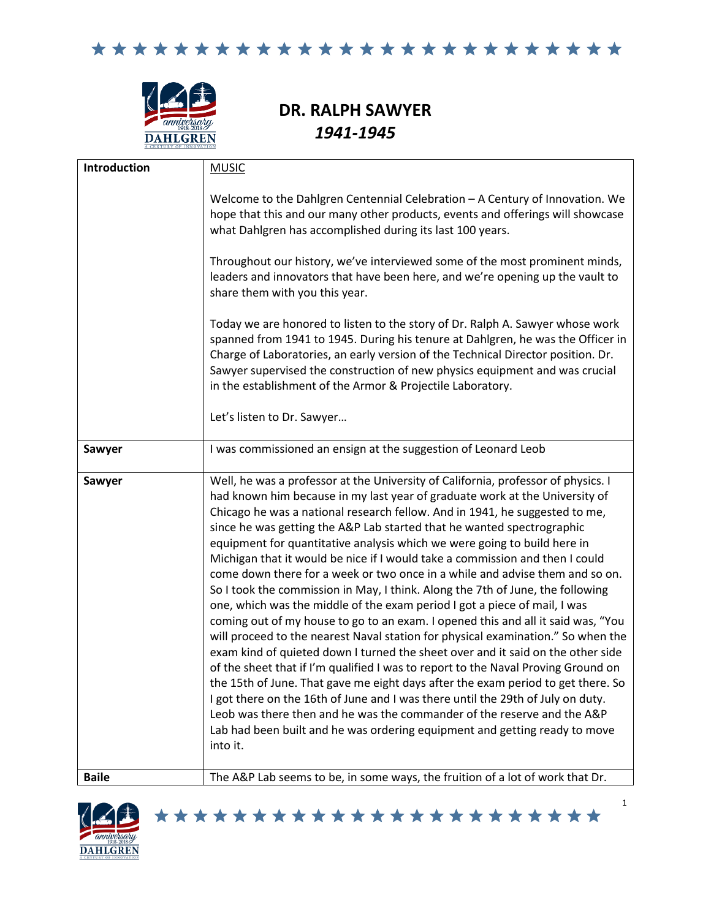# DR. RALPH SAWYER

## *1941-1945*

| Introduction | MUSIC<br><br>Welcome to the Dahlgren Centennial Celebration – A Century of Innovation. We hope that this and our many other products, events and offerings will showcase what Dahlgren has accomplished during its last 100 years.<br><br>Throughout our history, we've interviewed some of the most prominent minds, leaders and innovators that have been here, and we're opening up the vault to share them with you this year.<br><br>Today we are honored to listen to the story of Dr. Ralph A. Sawyer whose work spanned from 1941 to 1945. During his tenure at Dahlgren, he was the Officer in Charge of Laboratories, an early version of the Technical Director position. Dr. Sawyer supervised the construction of new physics equipment and was crucial in the establishment of the Armor & Projectile Laboratory.<br><br>Let's listen to Dr. Sawyer… |
|---|---|
| **Sawyer** | I was commissioned an ensign at the suggestion of Leonard Leob |
| **Sawyer** | Well, he was a professor at the University of California, professor of physics. I had known him because in my last year of graduate work at the University of Chicago he was a national research fellow. And in 1941, he suggested to me, since he was getting the A&P Lab started that he wanted spectrographic equipment for quantitative analysis which we were going to build here in Michigan that it would be nice if I would take a commission and then I could come down there for a week or two once in a while and advise them and so on. So I took the commission in May, I think. Along the 7th of June, the following one, which was the middle of the exam period I got a piece of mail, I was coming out of my house to go to an exam. I opened this and all it said was, "You will proceed to the nearest Naval station for physical examination." So when the exam kind of quieted down I turned the sheet over and it said on the other side of the sheet that if I'm qualified I was to report to the Naval Proving Ground on the 15th of June. That gave me eight days after the exam period to get there. So I got there on the 16th of June and I was there until the 29th of July on duty. Leob was there then and he was the commander of the reserve and the A&P Lab had been built and he was ordering equipment and getting ready to move into it. |
| **Baile** | The A&P Lab seems to be, in some ways, the fruition of a lot of work that Dr. |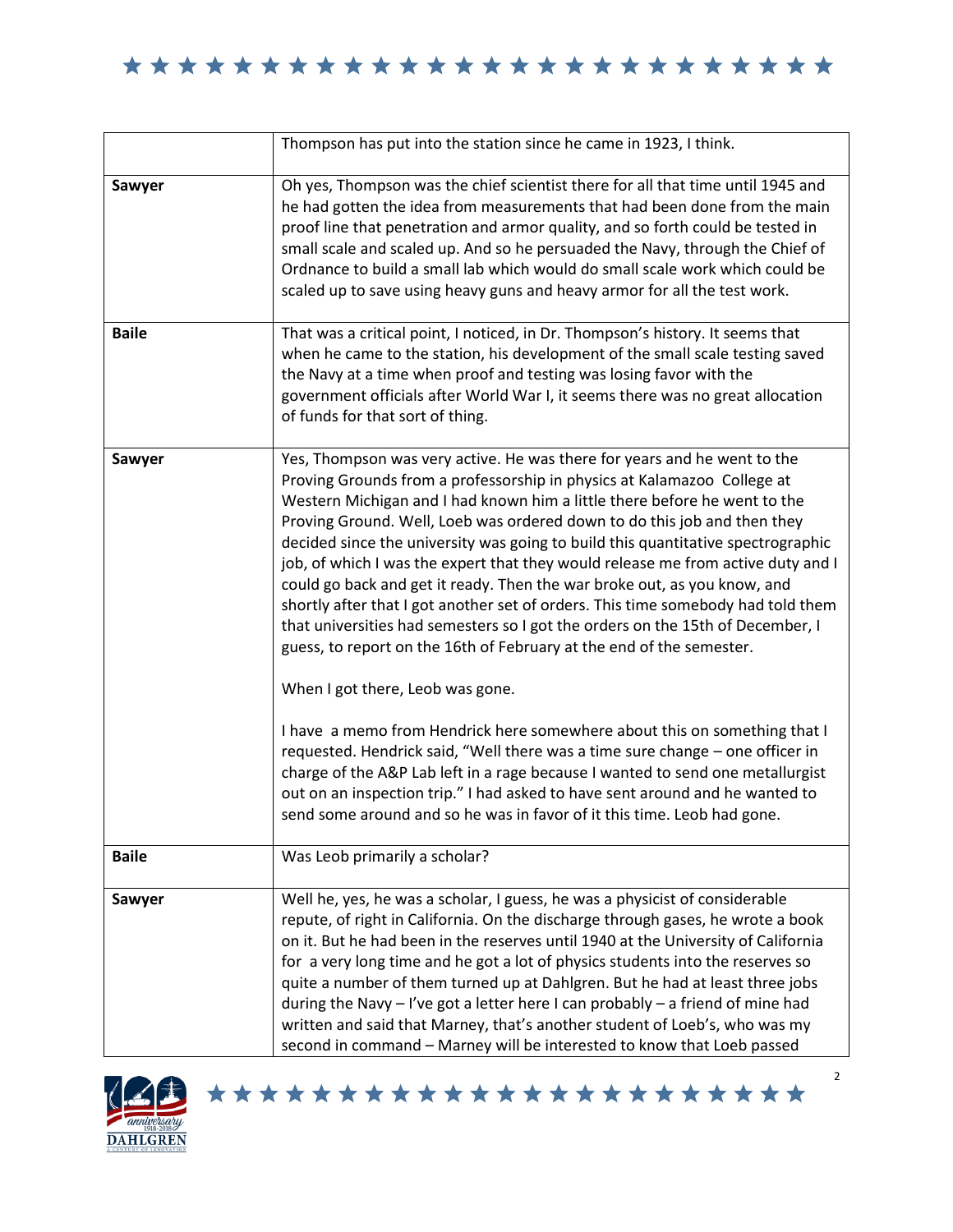| | |
|---|---|
| | Thompson has put into the station since he came in 1923, I think. |
| **Sawyer** | Oh yes, Thompson was the chief scientist there for all that time until 1945 and he had gotten the idea from measurements that had been done from the main proof line that penetration and armor quality, and so forth could be tested in small scale and scaled up. And so he persuaded the Navy, through the Chief of Ordnance to build a small lab which would do small scale work which could be scaled up to save using heavy guns and heavy armor for all the test work. |
| **Baile** | That was a critical point, I noticed, in Dr. Thompson's history. It seems that when he came to the station, his development of the small scale testing saved the Navy at a time when proof and testing was losing favor with the government officials after World War I, it seems there was no great allocation of funds for that sort of thing. |
| **Sawyer** | Yes, Thompson was very active. He was there for years and he went to the Proving Grounds from a professorship in physics at Kalamazoo College at Western Michigan and I had known him a little there before he went to the Proving Ground. Well, Loeb was ordered down to do this job and then they decided since the university was going to build this quantitative spectrographic job, of which I was the expert that they would release me from active duty and I could go back and get it ready. Then the war broke out, as you know, and shortly after that I got another set of orders. This time somebody had told them that universities had semesters so I got the orders on the 15th of December, I guess, to report on the 16th of February at the end of the semester.<br><br>When I got there, Leob was gone.<br><br>I have a memo from Hendrick here somewhere about this on something that I requested. Hendrick said, "Well there was a time sure change – one officer in charge of the A&P Lab left in a rage because I wanted to send one metallurgist out on an inspection trip." I had asked to have sent around and he wanted to send some around and so he was in favor of it this time. Leob had gone. |
| **Baile** | Was Leob primarily a scholar? |
| **Sawyer** | Well he, yes, he was a scholar, I guess, he was a physicist of considerable repute, of right in California. On the discharge through gases, he wrote a book on it. But he had been in the reserves until 1940 at the University of California for a very long time and he got a lot of physics students into the reserves so quite a number of them turned up at Dahlgren. But he had at least three jobs during the Navy – I've got a letter here I can probably – a friend of mine had written and said that Marney, that's another student of Loeb's, who was my second in command – Marney will be interested to know that Loeb passed |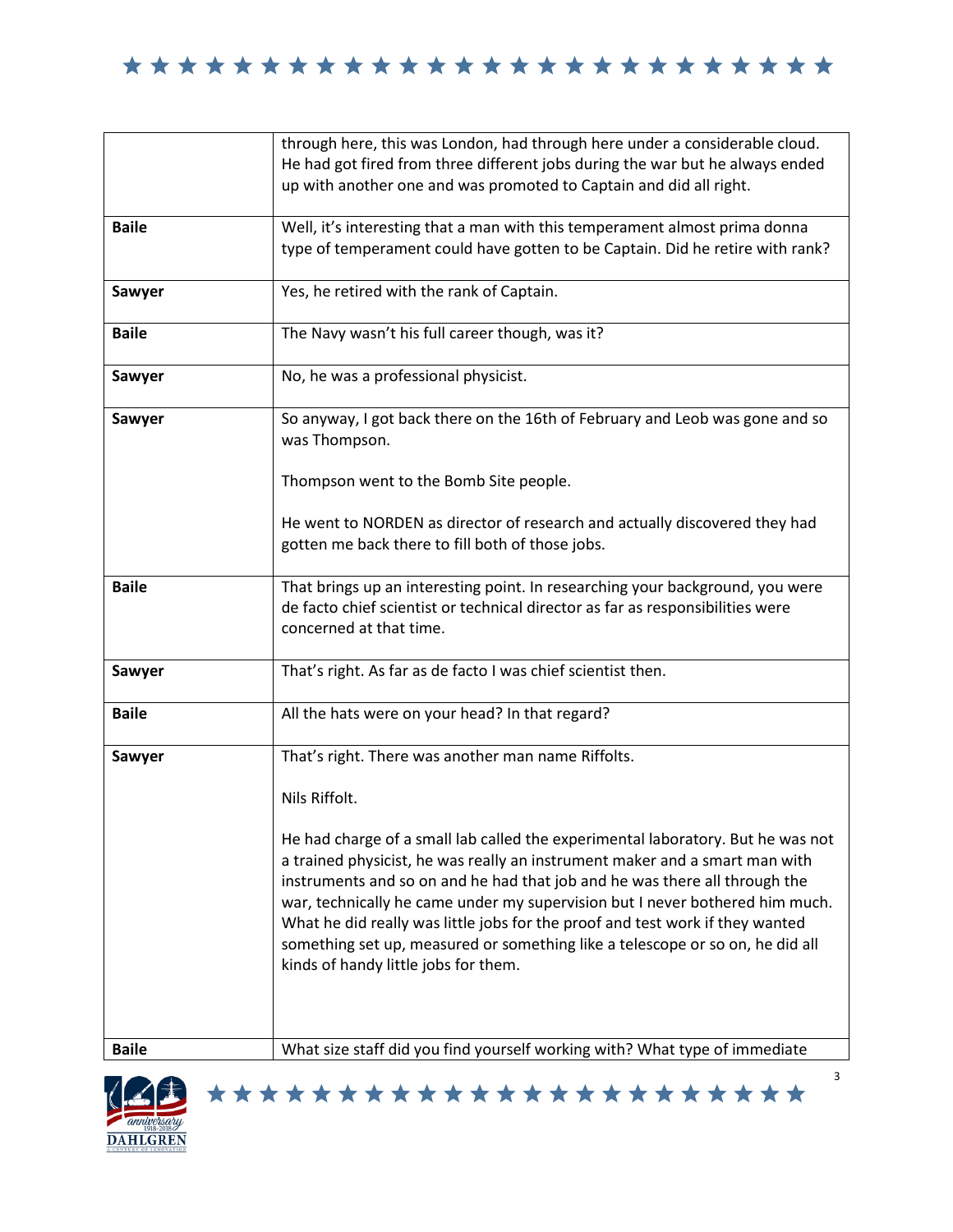| | |
|---|---|
| | through here, this was London, had through here under a considerable cloud. He had got fired from three different jobs during the war but he always ended up with another one and was promoted to Captain and did all right. |
| **Baile** | Well, it's interesting that a man with this temperament almost prima donna type of temperament could have gotten to be Captain. Did he retire with rank? |
| **Sawyer** | Yes, he retired with the rank of Captain. |
| **Baile** | The Navy wasn't his full career though, was it? |
| **Sawyer** | No, he was a professional physicist. |
| **Sawyer** | So anyway, I got back there on the 16th of February and Leob was gone and so was Thompson.<br><br>Thompson went to the Bomb Site people.<br><br>He went to NORDEN as director of research and actually discovered they had gotten me back there to fill both of those jobs. |
| **Baile** | That brings up an interesting point. In researching your background, you were de facto chief scientist or technical director as far as responsibilities were concerned at that time. |
| **Sawyer** | That's right. As far as de facto I was chief scientist then. |
| **Baile** | All the hats were on your head? In that regard? |
| **Sawyer** | That's right. There was another man name Riffolts.<br><br>Nils Riffolt.<br><br>He had charge of a small lab called the experimental laboratory. But he was not a trained physicist, he was really an instrument maker and a smart man with instruments and so on and he had that job and he was there all through the war, technically he came under my supervision but I never bothered him much. What he did really was little jobs for the proof and test work if they wanted something set up, measured or something like a telescope or so on, he did all kinds of handy little jobs for them. |
| **Baile** | What size staff did you find yourself working with? What type of immediate |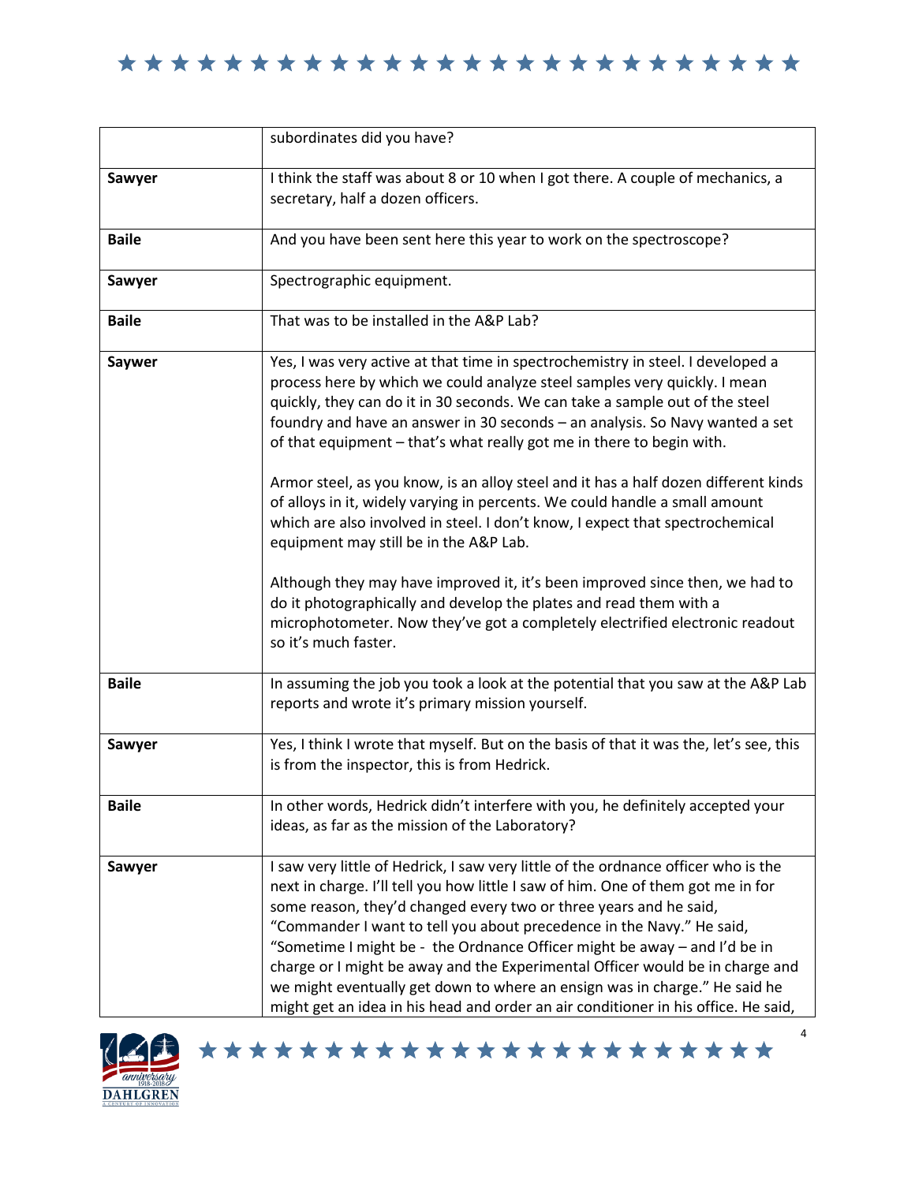| | |
|---|---|
| | subordinates did you have? |
| **Sawyer** | I think the staff was about 8 or 10 when I got there. A couple of mechanics, a secretary, half a dozen officers. |
| **Baile** | And you have been sent here this year to work on the spectroscope? |
| **Sawyer** | Spectrographic equipment. |
| **Baile** | That was to be installed in the A&P Lab? |
| **Saywer** | Yes, I was very active at that time in spectrochemistry in steel. I developed a process here by which we could analyze steel samples very quickly. I mean quickly, they can do it in 30 seconds. We can take a sample out of the steel foundry and have an answer in 30 seconds – an analysis. So Navy wanted a set of that equipment – that's what really got me in there to begin with.<br><br>Armor steel, as you know, is an alloy steel and it has a half dozen different kinds of alloys in it, widely varying in percents. We could handle a small amount which are also involved in steel. I don't know, I expect that spectrochemical equipment may still be in the A&P Lab.<br><br>Although they may have improved it, it's been improved since then, we had to do it photographically and develop the plates and read them with a microphotometer. Now they've got a completely electrified electronic readout so it's much faster. |
| **Baile** | In assuming the job you took a look at the potential that you saw at the A&P Lab reports and wrote it's primary mission yourself. |
| **Sawyer** | Yes, I think I wrote that myself. But on the basis of that it was the, let's see, this is from the inspector, this is from Hedrick. |
| **Baile** | In other words, Hedrick didn't interfere with you, he definitely accepted your ideas, as far as the mission of the Laboratory? |
| **Sawyer** | I saw very little of Hedrick, I saw very little of the ordnance officer who is the next in charge. I'll tell you how little I saw of him. One of them got me in for some reason, they'd changed every two or three years and he said, "Commander I want to tell you about precedence in the Navy." He said, "Sometime I might be - the Ordnance Officer might be away – and I'd be in charge or I might be away and the Experimental Officer would be in charge and we might eventually get down to where an ensign was in charge." He said he might get an idea in his head and order an air conditioner in his office. He said, |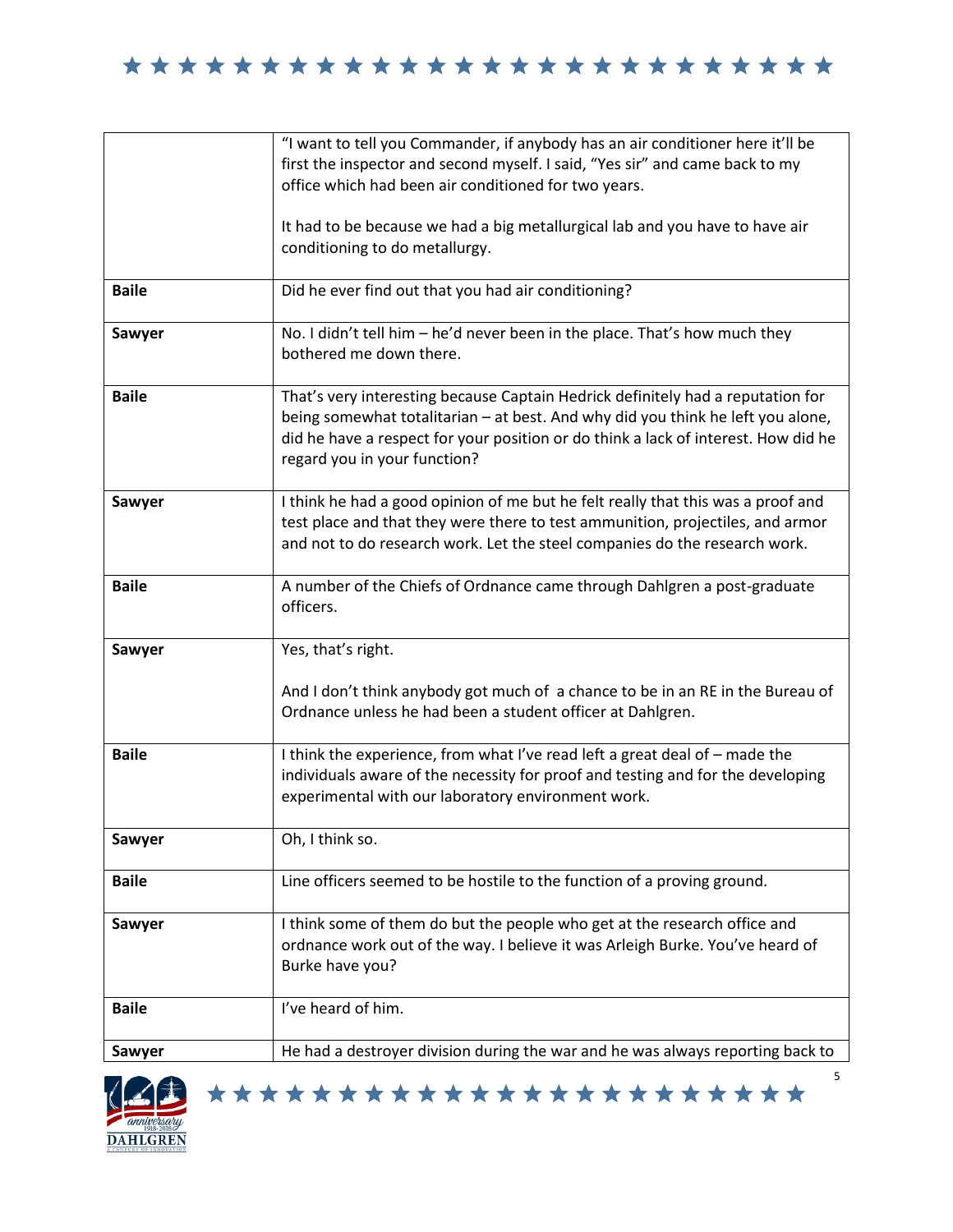| | |
|---|---|
| | "I want to tell you Commander, if anybody has an air conditioner here it'll be first the inspector and second myself. I said, "Yes sir" and came back to my office which had been air conditioned for two years.<br><br>It had to be because we had a big metallurgical lab and you have to have air conditioning to do metallurgy. |
| **Baile** | Did he ever find out that you had air conditioning? |
| **Sawyer** | No. I didn't tell him – he'd never been in the place. That's how much they bothered me down there. |
| **Baile** | That's very interesting because Captain Hedrick definitely had a reputation for being somewhat totalitarian – at best. And why did you think he left you alone, did he have a respect for your position or do think a lack of interest. How did he regard you in your function? |
| **Sawyer** | I think he had a good opinion of me but he felt really that this was a proof and test place and that they were there to test ammunition, projectiles, and armor and not to do research work. Let the steel companies do the research work. |
| **Baile** | A number of the Chiefs of Ordnance came through Dahlgren a post-graduate officers. |
| **Sawyer** | Yes, that's right.<br><br>And I don't think anybody got much of a chance to be in an RE in the Bureau of Ordnance unless he had been a student officer at Dahlgren. |
| **Baile** | I think the experience, from what I've read left a great deal of – made the individuals aware of the necessity for proof and testing and for the developing experimental with our laboratory environment work. |
| **Sawyer** | Oh, I think so. |
| **Baile** | Line officers seemed to be hostile to the function of a proving ground. |
| **Sawyer** | I think some of them do but the people who get at the research office and ordnance work out of the way. I believe it was Arleigh Burke. You've heard of Burke have you? |
| **Baile** | I've heard of him. |
| **Sawyer** | He had a destroyer division during the war and he was always reporting back to |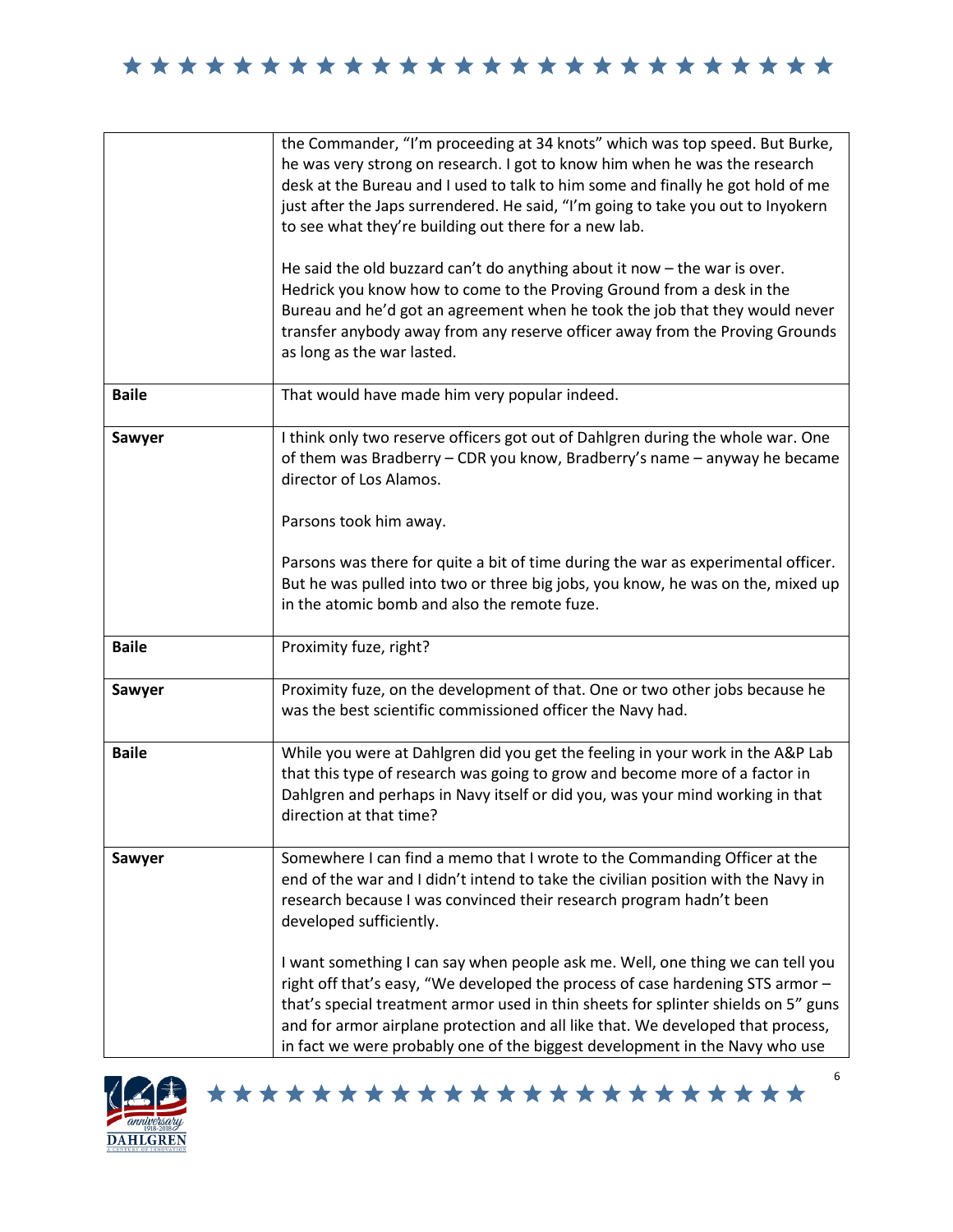| | |
|---|---|
| | the Commander, "I'm proceeding at 34 knots" which was top speed. But Burke, he was very strong on research. I got to know him when he was the research desk at the Bureau and I used to talk to him some and finally he got hold of me just after the Japs surrendered. He said, "I'm going to take you out to Inyokern to see what they're building out there for a new lab.<br><br>He said the old buzzard can't do anything about it now – the war is over. Hedrick you know how to come to the Proving Ground from a desk in the Bureau and he'd got an agreement when he took the job that they would never transfer anybody away from any reserve officer away from the Proving Grounds as long as the war lasted. |
| **Baile** | That would have made him very popular indeed. |
| **Sawyer** | I think only two reserve officers got out of Dahlgren during the whole war. One of them was Bradberry – CDR you know, Bradberry's name – anyway he became director of Los Alamos.<br><br>Parsons took him away.<br><br>Parsons was there for quite a bit of time during the war as experimental officer. But he was pulled into two or three big jobs, you know, he was on the, mixed up in the atomic bomb and also the remote fuze. |
| **Baile** | Proximity fuze, right? |
| **Sawyer** | Proximity fuze, on the development of that. One or two other jobs because he was the best scientific commissioned officer the Navy had. |
| **Baile** | While you were at Dahlgren did you get the feeling in your work in the A&P Lab that this type of research was going to grow and become more of a factor in Dahlgren and perhaps in Navy itself or did you, was your mind working in that direction at that time? |
| **Sawyer** | Somewhere I can find a memo that I wrote to the Commanding Officer at the end of the war and I didn't intend to take the civilian position with the Navy in research because I was convinced their research program hadn't been developed sufficiently.<br><br>I want something I can say when people ask me. Well, one thing we can tell you right off that's easy, "We developed the process of case hardening STS armor – that's special treatment armor used in thin sheets for splinter shields on 5" guns and for armor airplane protection and all like that. We developed that process, in fact we were probably one of the biggest development in the Navy who use |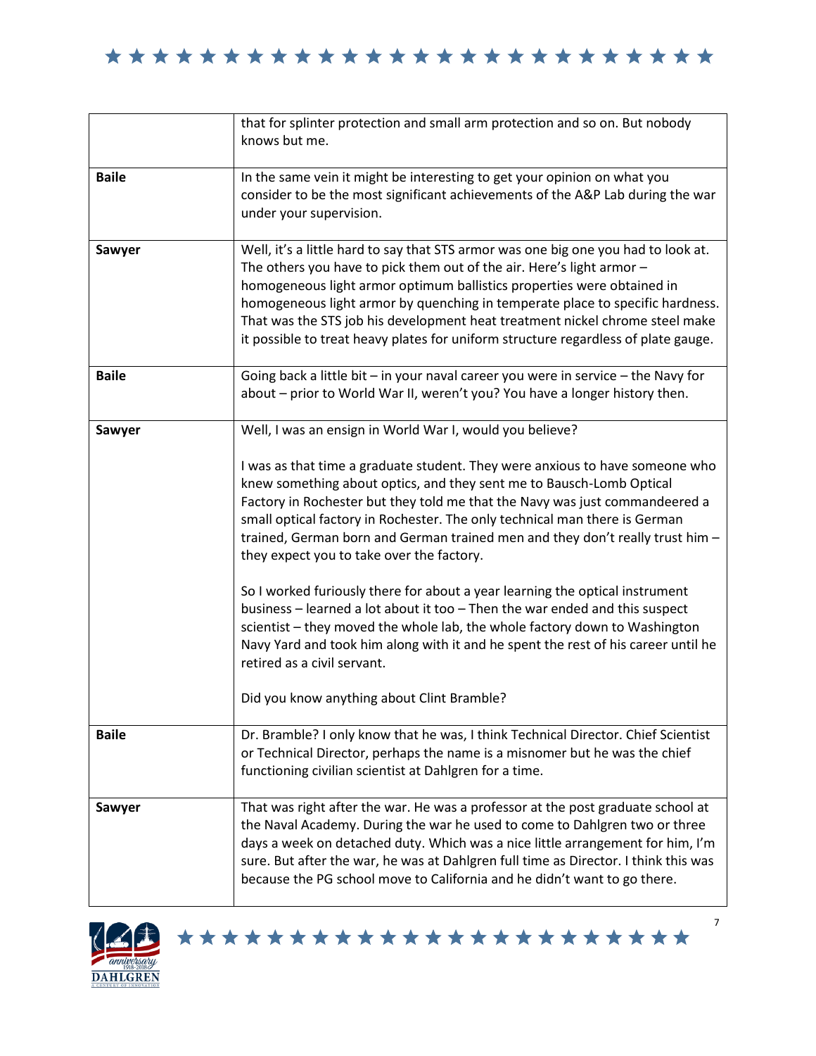|  |  |
|---|---|
|  | that for splinter protection and small arm protection and so on. But nobody knows but me. |
| **Baile** | In the same vein it might be interesting to get your opinion on what you consider to be the most significant achievements of the A&P Lab during the war under your supervision. |
| **Sawyer** | Well, it's a little hard to say that STS armor was one big one you had to look at. The others you have to pick them out of the air. Here's light armor – homogeneous light armor optimum ballistics properties were obtained in homogeneous light armor by quenching in temperate place to specific hardness. That was the STS job his development heat treatment nickel chrome steel make it possible to treat heavy plates for uniform structure regardless of plate gauge. |
| **Baile** | Going back a little bit – in your naval career you were in service – the Navy for about – prior to World War II, weren't you? You have a longer history then. |
| **Sawyer** | Well, I was an ensign in World War I, would you believe?<br><br>I was as that time a graduate student. They were anxious to have someone who knew something about optics, and they sent me to Bausch-Lomb Optical Factory in Rochester but they told me that the Navy was just commandeered a small optical factory in Rochester. The only technical man there is German trained, German born and German trained men and they don't really trust him – they expect you to take over the factory.<br><br>So I worked furiously there for about a year learning the optical instrument business – learned a lot about it too – Then the war ended and this suspect scientist – they moved the whole lab, the whole factory down to Washington Navy Yard and took him along with it and he spent the rest of his career until he retired as a civil servant.<br><br>Did you know anything about Clint Bramble? |
| **Baile** | Dr. Bramble? I only know that he was, I think Technical Director. Chief Scientist or Technical Director, perhaps the name is a misnomer but he was the chief functioning civilian scientist at Dahlgren for a time. |
| **Sawyer** | That was right after the war. He was a professor at the post graduate school at the Naval Academy. During the war he used to come to Dahlgren two or three days a week on detached duty. Which was a nice little arrangement for him, I'm sure. But after the war, he was at Dahlgren full time as Director. I think this was because the PG school move to California and he didn't want to go there. |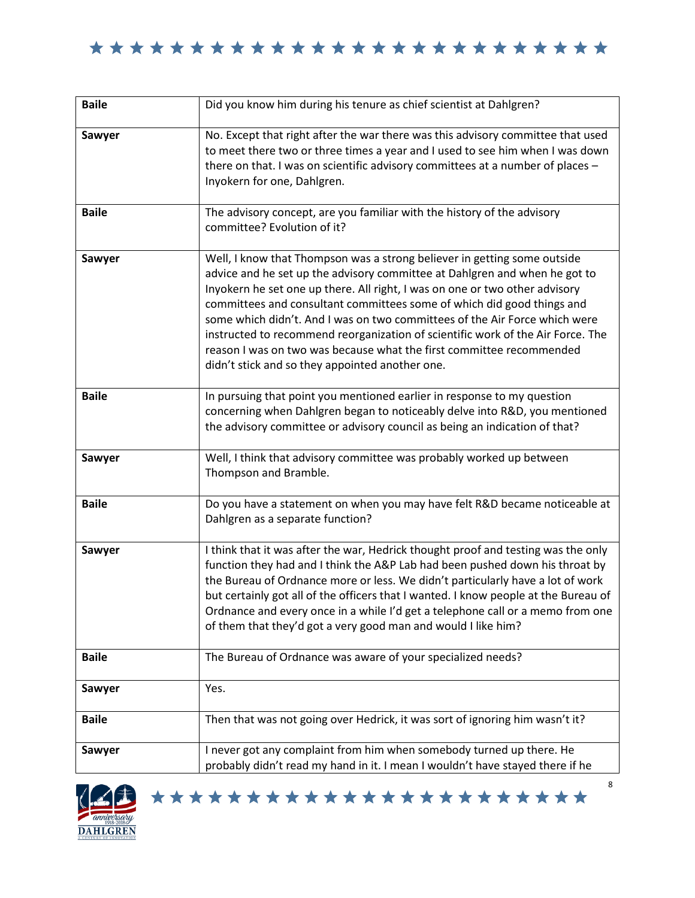| Baile | Did you know him during his tenure as chief scientist at Dahlgren? |
|---|---|
| Sawyer | No. Except that right after the war there was this advisory committee that used to meet there two or three times a year and I used to see him when I was down there on that. I was on scientific advisory committees at a number of places – Inyokern for one, Dahlgren. |
| Baile | The advisory concept, are you familiar with the history of the advisory committee? Evolution of it? |
| Sawyer | Well, I know that Thompson was a strong believer in getting some outside advice and he set up the advisory committee at Dahlgren and when he got to Inyokern he set one up there. All right, I was on one or two other advisory committees and consultant committees some of which did good things and some which didn't. And I was on two committees of the Air Force which were instructed to recommend reorganization of scientific work of the Air Force. The reason I was on two was because what the first committee recommended didn't stick and so they appointed another one. |
| Baile | In pursuing that point you mentioned earlier in response to my question concerning when Dahlgren began to noticeably delve into R&D, you mentioned the advisory committee or advisory council as being an indication of that? |
| Sawyer | Well, I think that advisory committee was probably worked up between Thompson and Bramble. |
| Baile | Do you have a statement on when you may have felt R&D became noticeable at Dahlgren as a separate function? |
| Sawyer | I think that it was after the war, Hedrick thought proof and testing was the only function they had and I think the A&P Lab had been pushed down his throat by the Bureau of Ordnance more or less. We didn't particularly have a lot of work but certainly got all of the officers that I wanted. I know people at the Bureau of Ordnance and every once in a while I'd get a telephone call or a memo from one of them that they'd got a very good man and would I like him? |
| Baile | The Bureau of Ordnance was aware of your specialized needs? |
| Sawyer | Yes. |
| Baile | Then that was not going over Hedrick, it was sort of ignoring him wasn't it? |
| Sawyer | I never got any complaint from him when somebody turned up there. He probably didn't read my hand in it. I mean I wouldn't have stayed there if he |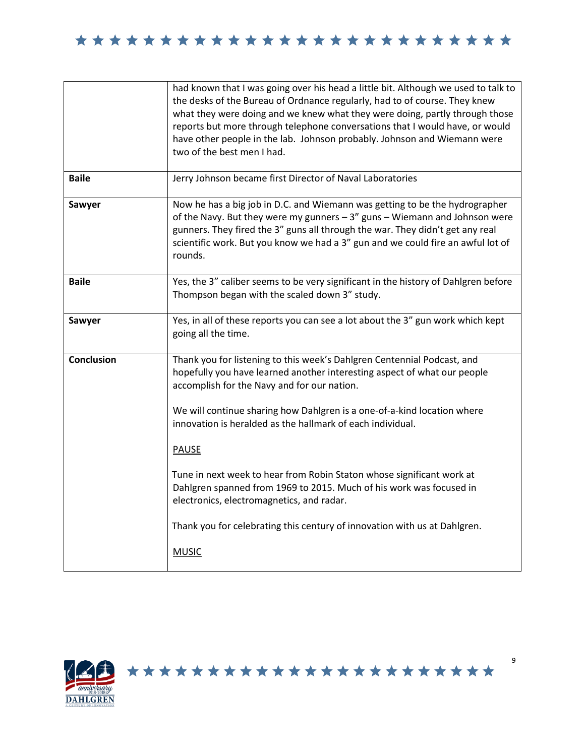| | |
|---|---|
| | had known that I was going over his head a little bit. Although we used to talk to the desks of the Bureau of Ordnance regularly, had to of course. They knew what they were doing and we knew what they were doing, partly through those reports but more through telephone conversations that I would have, or would have other people in the lab. Johnson probably. Johnson and Wiemann were two of the best men I had. |
| **Baile** | Jerry Johnson became first Director of Naval Laboratories |
| **Sawyer** | Now he has a big job in D.C. and Wiemann was getting to be the hydrographer of the Navy. But they were my gunners – 3" guns – Wiemann and Johnson were gunners. They fired the 3" guns all through the war. They didn't get any real scientific work. But you know we had a 3" gun and we could fire an awful lot of rounds. |
| **Baile** | Yes, the 3" caliber seems to be very significant in the history of Dahlgren before Thompson began with the scaled down 3" study. |
| **Sawyer** | Yes, in all of these reports you can see a lot about the 3" gun work which kept going all the time. |
| **Conclusion** | Thank you for listening to this week's Dahlgren Centennial Podcast, and hopefully you have learned another interesting aspect of what our people accomplish for the Navy and for our nation.<br><br>We will continue sharing how Dahlgren is a one-of-a-kind location where innovation is heralded as the hallmark of each individual.<br><br><u>PAUSE</u><br><br>Tune in next week to hear from Robin Staton whose significant work at Dahlgren spanned from 1969 to 2015. Much of his work was focused in electronics, electromagnetics, and radar.<br><br>Thank you for celebrating this century of innovation with us at Dahlgren.<br><br><u>MUSIC</u> |